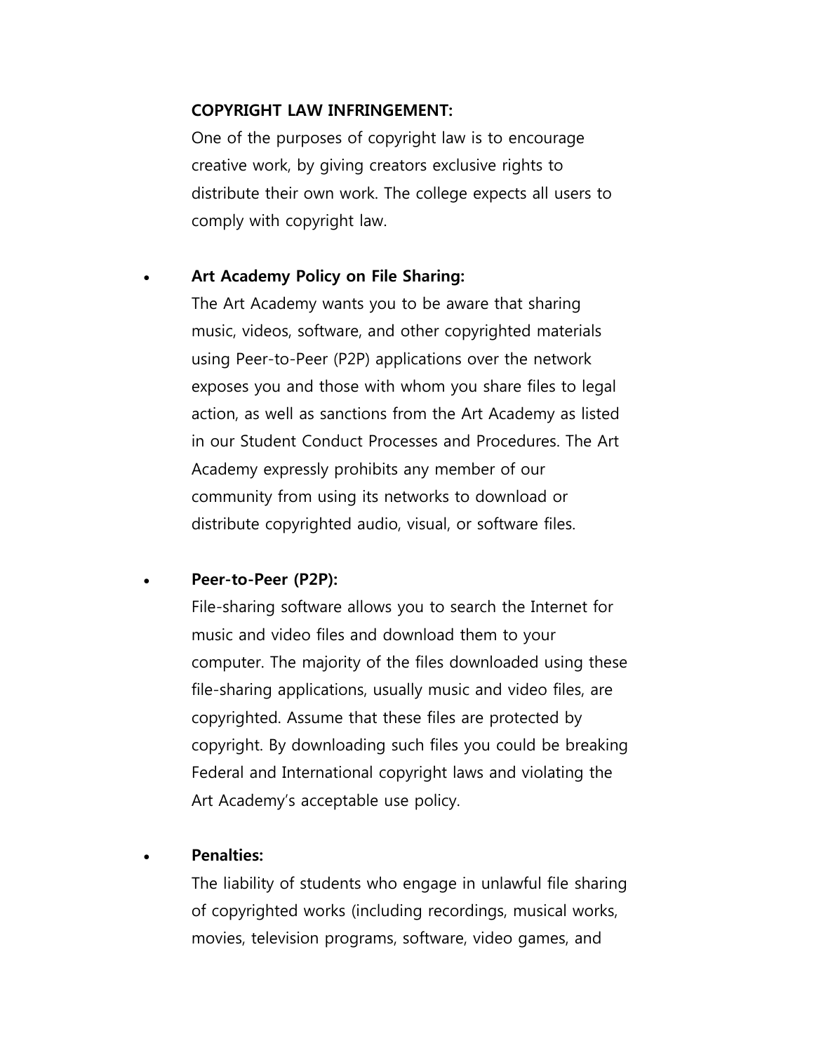**COPYRIGHT LAW INFRINGEMENT:**

One of the purposes of copyright law is to encourage creative work, by giving creators exclusive rights to distribute their own work. The college expects all users to comply with copyright law.

- **Art Academy Policy on File Sharing:**
  The Art Academy wants you to be aware that sharing music, videos, software, and other copyrighted materials using Peer-to-Peer (P2P) applications over the network exposes you and those with whom you share files to legal action, as well as sanctions from the Art Academy as listed in our Student Conduct Processes and Procedures. The Art Academy expressly prohibits any member of our community from using its networks to download or distribute copyrighted audio, visual, or software files.

- **Peer-to-Peer (P2P):**
  File-sharing software allows you to search the Internet for music and video files and download them to your computer. The majority of the files downloaded using these file-sharing applications, usually music and video files, are copyrighted. Assume that these files are protected by copyright. By downloading such files you could be breaking Federal and International copyright laws and violating the Art Academy's acceptable use policy.

- **Penalties:**
  The liability of students who engage in unlawful file sharing of copyrighted works (including recordings, musical works, movies, television programs, software, video games, and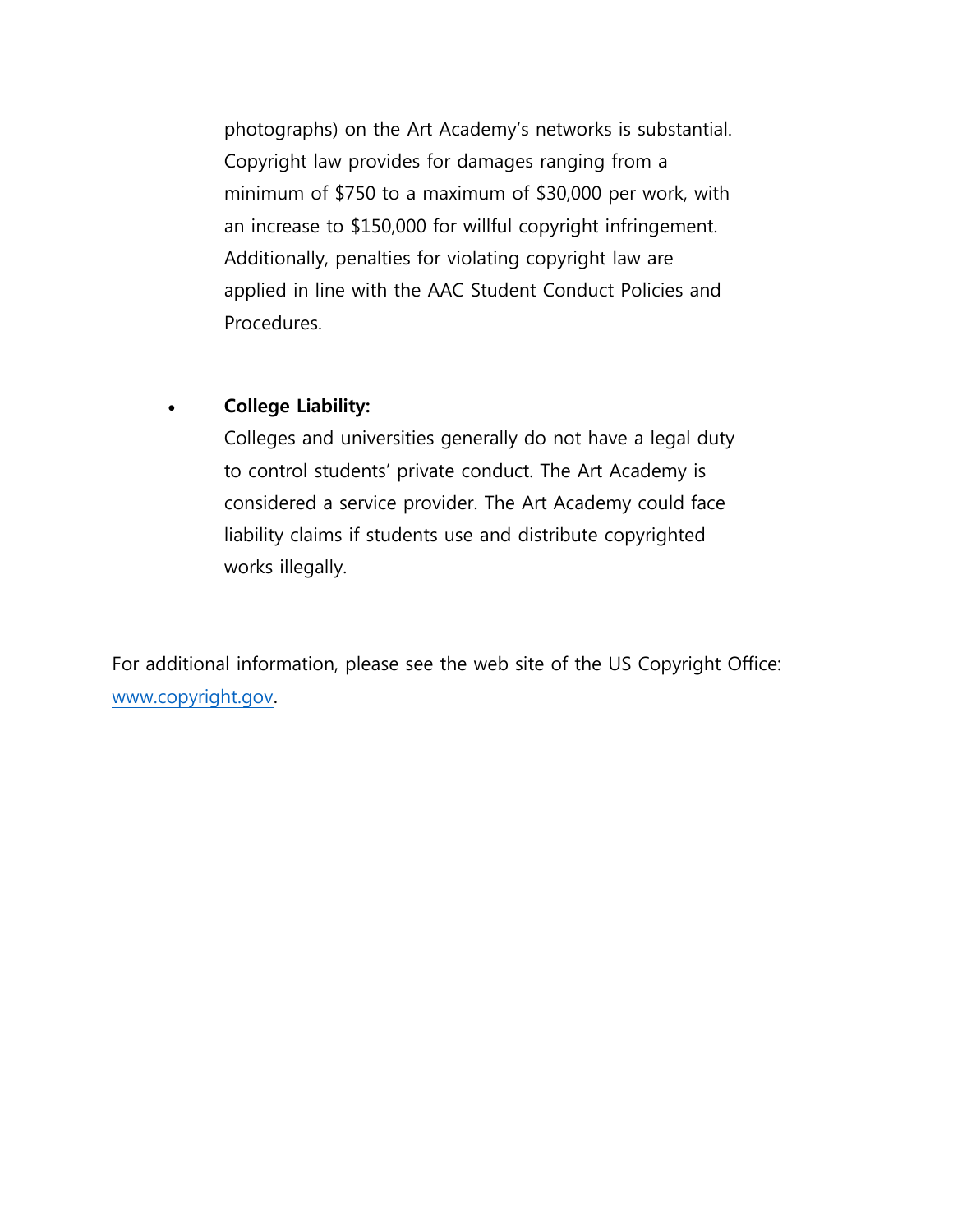photographs) on the Art Academy's networks is substantial. Copyright law provides for damages ranging from a minimum of $750 to a maximum of $30,000 per work, with an increase to $150,000 for willful copyright infringement. Additionally, penalties for violating copyright law are applied in line with the AAC Student Conduct Policies and Procedures.

- **College Liability:**
  Colleges and universities generally do not have a legal duty to control students' private conduct. The Art Academy is considered a service provider. The Art Academy could face liability claims if students use and distribute copyrighted works illegally.

For additional information, please see the web site of the US Copyright Office: [www.copyright.gov](http://www.copyright.gov).